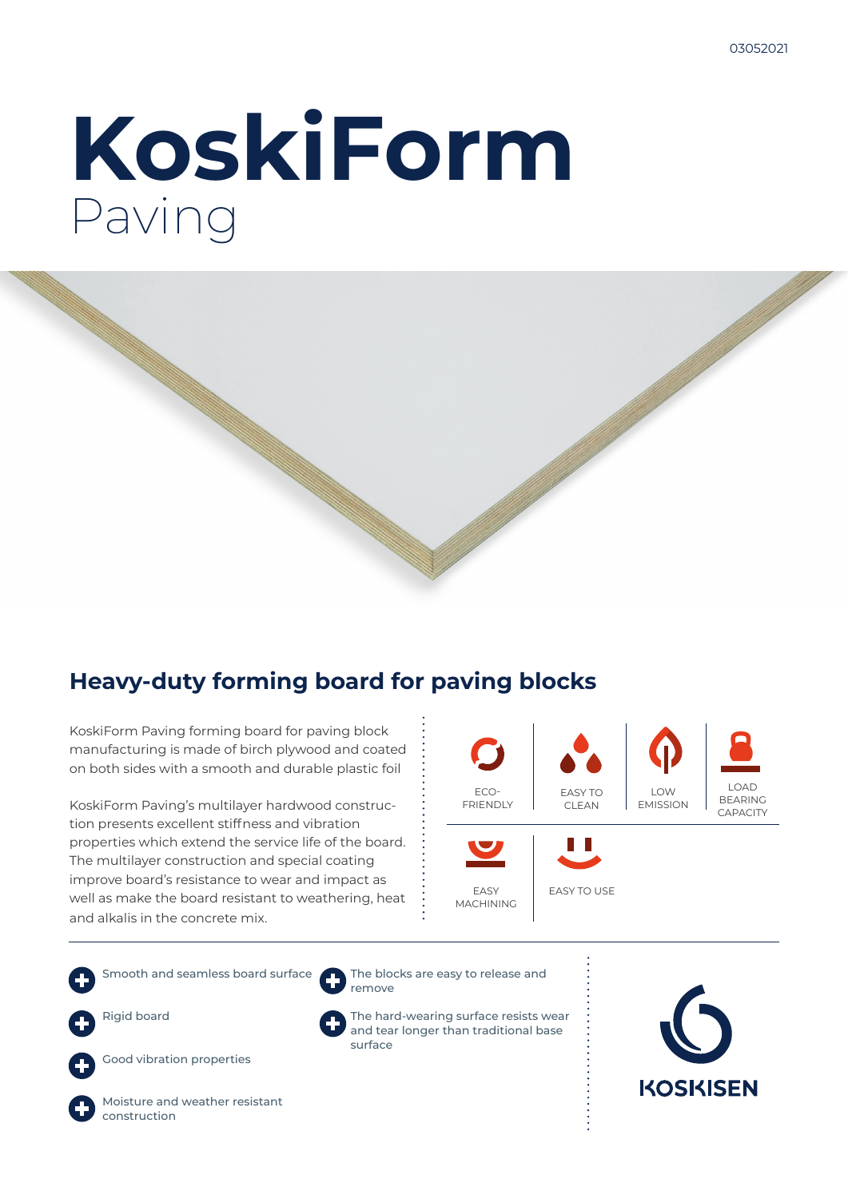# KoskiForm

Paving

## Heavy-duty forming board for paving blocks

KoskiForm Paving forming board for paving block manufacturing is made of birch plywood and coated on both sides with a smooth and durable plastic foil

KoskiForm Paving's multilayer hardwood construction presents excellent stiffness and vibration properties which extend the service life of the board. The multilayer construction and special coating improve board's resistance to wear and impact as well as make the board resistant to weathering, heat and alkalis in the concrete mix.

ECO-FRIENDLY

EASY TO CLEAN

LOW EMISSION

LOAD BEARING CAPACITY

EASY MACHINING

EASY TO USE

- Smooth and seamless board surface
- Rigid board
- Good vibration properties
- Moisture and weather resistant construction
- The blocks are easy to release and remove
- The hard-wearing surface resists wear and tear longer than traditional base surface

KOSKISEN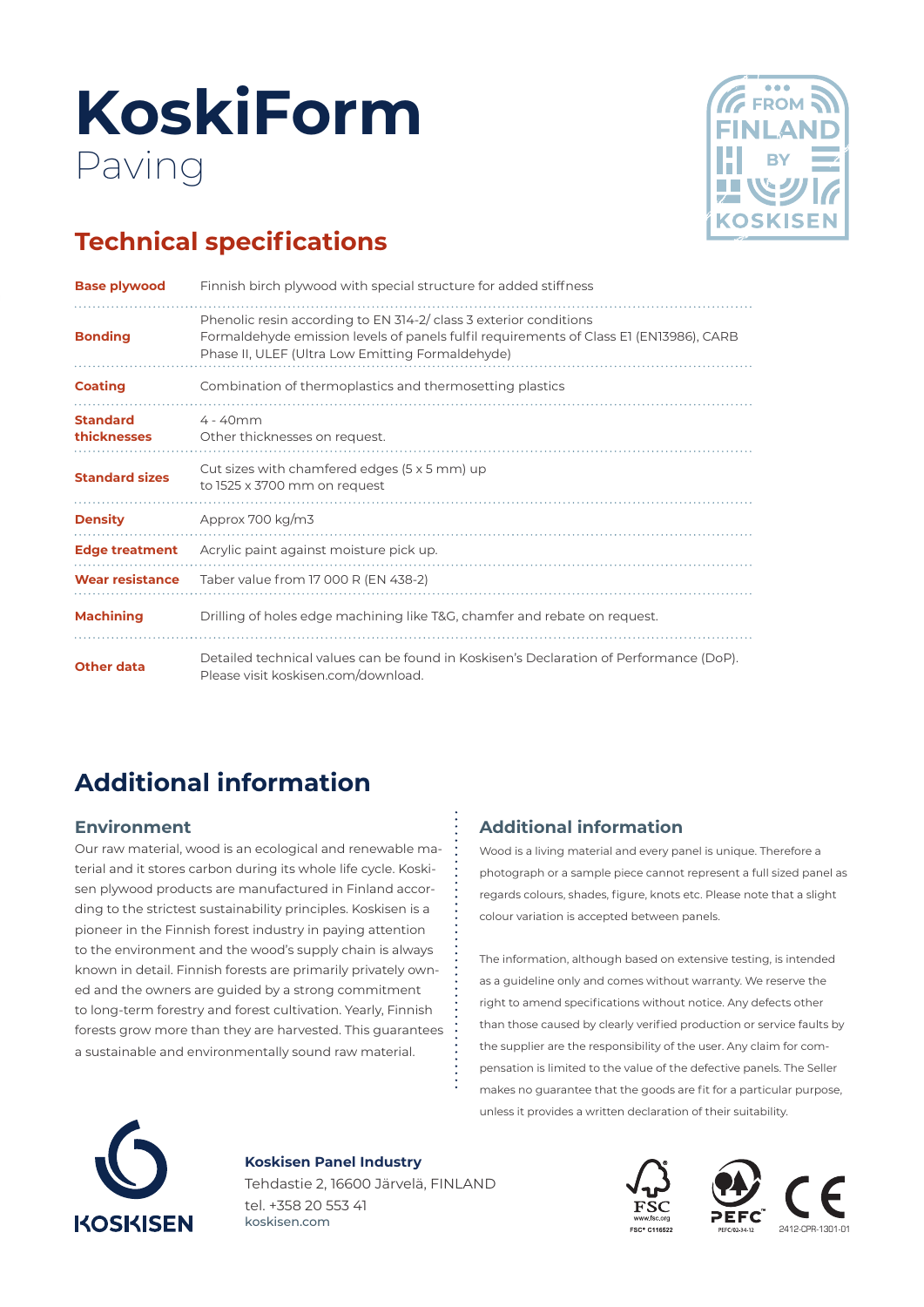# KoskiForm

Paving

## Technical specifications

| | |
|---|---|
| **Base plywood** | Finnish birch plywood with special structure for added stiffness |
| **Bonding** | Phenolic resin according to EN 314-2/ class 3 exterior conditions<br>Formaldehyde emission levels of panels fulfil requirements of Class E1 (EN13986), CARB Phase II, ULEF (Ultra Low Emitting Formaldehyde) |
| **Coating** | Combination of thermoplastics and thermosetting plastics |
| **Standard thicknesses** | 4 - 40mm<br>Other thicknesses on request. |
| **Standard sizes** | Cut sizes with chamfered edges (5 x 5 mm) up to 1525 x 3700 mm on request |
| **Density** | Approx 700 kg/m3 |
| **Edge treatment** | Acrylic paint against moisture pick up. |
| **Wear resistance** | Taber value from 17 000 R (EN 438-2) |
| **Machining** | Drilling of holes edge machining like T&G, chamfer and rebate on request. |
| **Other data** | Detailed technical values can be found in Koskisen's Declaration of Performance (DoP). Please visit koskisen.com/download. |

## Additional information

### Environment

Our raw material, wood is an ecological and renewable material and it stores carbon during its whole life cycle. Koskisen plywood products are manufactured in Finland according to the strictest sustainability principles. Koskisen is a pioneer in the Finnish forest industry in paying attention to the environment and the wood's supply chain is always known in detail. Finnish forests are primarily privately owned and the owners are guided by a strong commitment to long-term forestry and forest cultivation. Yearly, Finnish forests grow more than they are harvested. This guarantees a sustainable and environmentally sound raw material.

### Additional information

Wood is a living material and every panel is unique. Therefore a photograph or a sample piece cannot represent a full sized panel as regards colours, shades, figure, knots etc. Please note that a slight colour variation is accepted between panels.

The information, although based on extensive testing, is intended as a guideline only and comes without warranty. We reserve the right to amend specifications without notice. Any defects other than those caused by clearly verified production or service faults by the supplier are the responsibility of the user. Any claim for compensation is limited to the value of the defective panels. The Seller makes no guarantee that the goods are fit for a particular purpose, unless it provides a written declaration of their suitability.

**Koskisen Panel Industry**
Tehdastie 2, 16600 Järvelä, FINLAND
tel. +358 20 553 41
koskisen.com

FSC® C116522 · PEFC/02-34-12 · 2412-CPR-1301-01